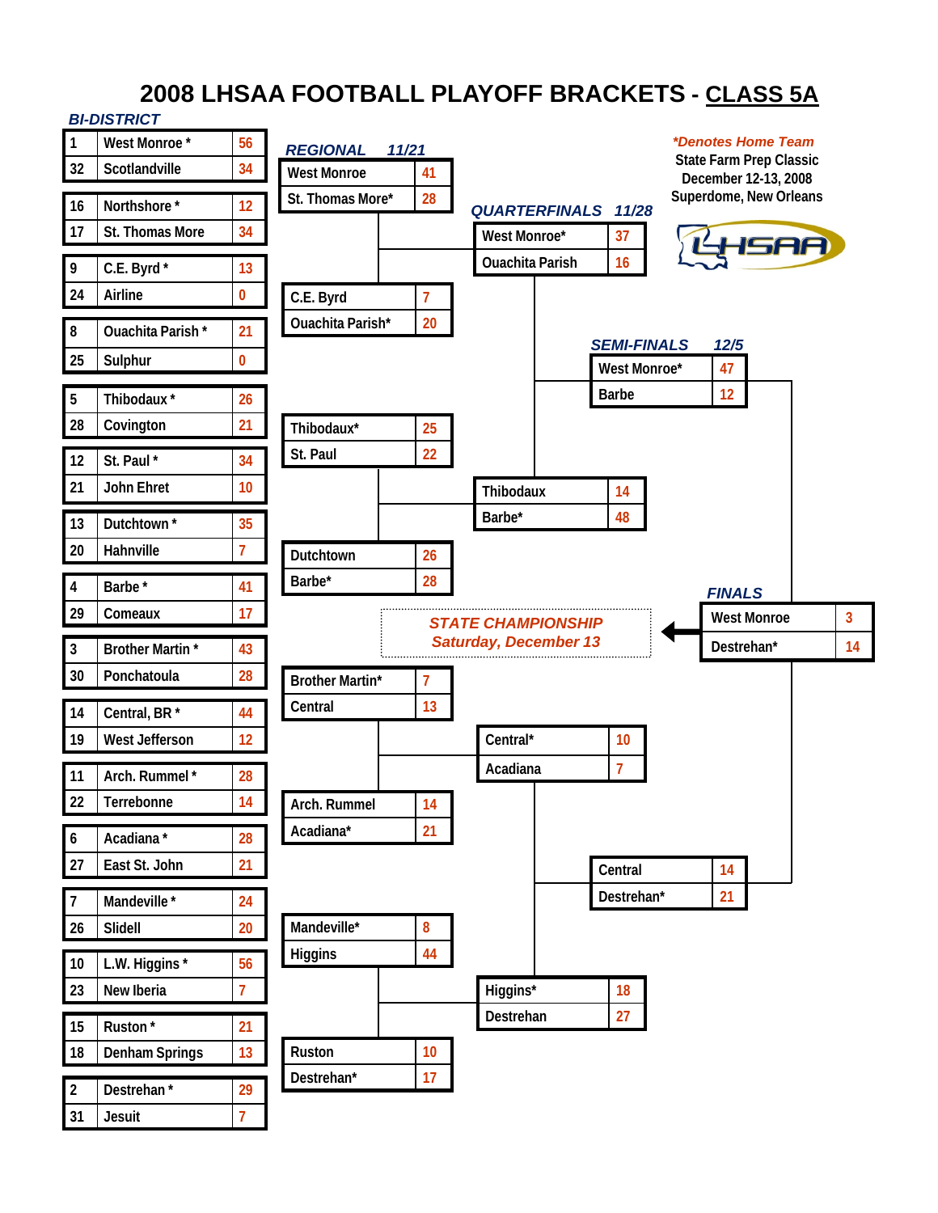# 2008 LHSAA FOOTBALL PLAYOFF BRACKETS - CLASS 5A

*Denotes Home Team

State Farm Prep Classic
December 12-13, 2008
Superdome, New Orleans

## BI-DISTRICT

| Seed | Team | Score |
|---|---|---|
| 1 | West Monroe * | 56 |
| 32 | Scotlandville | 34 |
| 16 | Northshore * | 12 |
| 17 | St. Thomas More | 34 |
| 9 | C.E. Byrd * | 13 |
| 24 | Airline | 0 |
| 8 | Ouachita Parish * | 21 |
| 25 | Sulphur | 0 |
| 5 | Thibodaux * | 26 |
| 28 | Covington | 21 |
| 12 | St. Paul * | 34 |
| 21 | John Ehret | 10 |
| 13 | Dutchtown * | 35 |
| 20 | Hahnville | 7 |
| 4 | Barbe * | 41 |
| 29 | Comeaux | 17 |
| 3 | Brother Martin * | 43 |
| 30 | Ponchatoula | 28 |
| 14 | Central, BR * | 44 |
| 19 | West Jefferson | 12 |
| 11 | Arch. Rummel * | 28 |
| 22 | Terrebonne | 14 |
| 6 | Acadiana * | 28 |
| 27 | East St. John | 21 |
| 7 | Mandeville * | 24 |
| 26 | Slidell | 20 |
| 10 | L.W. Higgins * | 56 |
| 23 | New Iberia | 7 |
| 15 | Ruston * | 21 |
| 18 | Denham Springs | 13 |
| 2 | Destrehan * | 29 |
| 31 | Jesuit | 7 |

## REGIONAL 11/21

| Team | Score |
|---|---|
| West Monroe | 41 |
| St. Thomas More* | 28 |
| C.E. Byrd | 7 |
| Ouachita Parish* | 20 |
| Thibodaux* | 25 |
| St. Paul | 22 |
| Dutchtown | 26 |
| Barbe* | 28 |
| Brother Martin* | 7 |
| Central | 13 |
| Arch. Rummel | 14 |
| Acadiana* | 21 |
| Mandeville* | 8 |
| Higgins | 44 |
| Ruston | 10 |
| Destrehan* | 17 |

## QUARTERFINALS 11/28

| Team | Score |
|---|---|
| West Monroe* | 37 |
| Ouachita Parish | 16 |
| Thibodaux | 14 |
| Barbe* | 48 |
| Central* | 10 |
| Acadiana | 7 |
| Higgins* | 18 |
| Destrehan | 27 |

## SEMI-FINALS 12/5

| Team | Score |
|---|---|
| West Monroe* | 47 |
| Barbe | 12 |
| Central | 14 |
| Destrehan* | 21 |

## FINALS

STATE CHAMPIONSHIP
Saturday, December 13

| Team | Score |
|---|---|
| West Monroe | 3 |
| Destrehan* | 14 |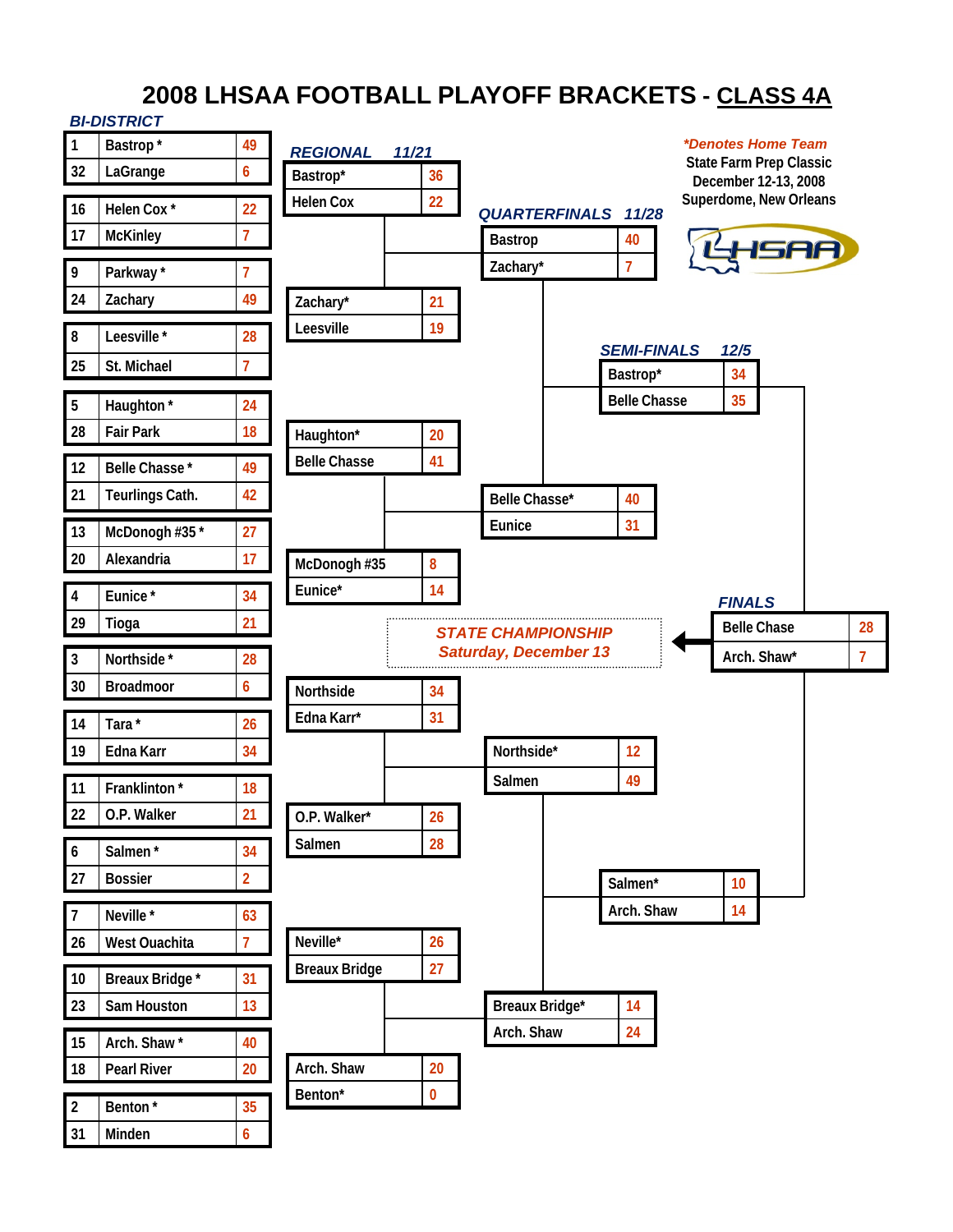# 2008 LHSAA FOOTBALL PLAYOFF BRACKETS - CLASS 4A

*Denotes Home Team

State Farm Prep Classic
December 12-13, 2008
Superdome, New Orleans

## BI-DISTRICT

| Seed | Team | Score |
|---|---|---|
| 1 | Bastrop * | 49 |
| 32 | LaGrange | 6 |
| 16 | Helen Cox * | 22 |
| 17 | McKinley | 7 |
| 9 | Parkway * | 7 |
| 24 | Zachary | 49 |
| 8 | Leesville * | 28 |
| 25 | St. Michael | 7 |
| 5 | Haughton * | 24 |
| 28 | Fair Park | 18 |
| 12 | Belle Chasse * | 49 |
| 21 | Teurlings Cath. | 42 |
| 13 | McDonogh #35 * | 27 |
| 20 | Alexandria | 17 |
| 4 | Eunice * | 34 |
| 29 | Tioga | 21 |
| 3 | Northside * | 28 |
| 30 | Broadmoor | 6 |
| 14 | Tara * | 26 |
| 19 | Edna Karr | 34 |
| 11 | Franklinton * | 18 |
| 22 | O.P. Walker | 21 |
| 6 | Salmen * | 34 |
| 27 | Bossier | 2 |
| 7 | Neville * | 63 |
| 26 | West Ouachita | 7 |
| 10 | Breaux Bridge * | 31 |
| 23 | Sam Houston | 13 |
| 15 | Arch. Shaw * | 40 |
| 18 | Pearl River | 20 |
| 2 | Benton * | 35 |
| 31 | Minden | 6 |

## REGIONAL 11/21

| Team | Score |
|---|---|
| Bastrop* | 36 |
| Helen Cox | 22 |
| Zachary* | 21 |
| Leesville | 19 |
| Haughton* | 20 |
| Belle Chasse | 41 |
| McDonogh #35 | 8 |
| Eunice* | 14 |
| Northside | 34 |
| Edna Karr* | 31 |
| O.P. Walker* | 26 |
| Salmen | 28 |
| Neville* | 26 |
| Breaux Bridge | 27 |
| Arch. Shaw | 20 |
| Benton* | 0 |

## QUARTERFINALS 11/28

| Team | Score |
|---|---|
| Bastrop | 40 |
| Zachary* | 7 |
| Belle Chasse* | 40 |
| Eunice | 31 |
| Northside* | 12 |
| Salmen | 49 |
| Breaux Bridge* | 14 |
| Arch. Shaw | 24 |

## SEMI-FINALS 12/5

| Team | Score |
|---|---|
| Bastrop* | 34 |
| Belle Chasse | 35 |
| Salmen* | 10 |
| Arch. Shaw | 14 |

## FINALS

| Team | Score |
|---|---|
| Belle Chase | 28 |
| Arch. Shaw* | 7 |

*STATE CHAMPIONSHIP*
*Saturday, December 13*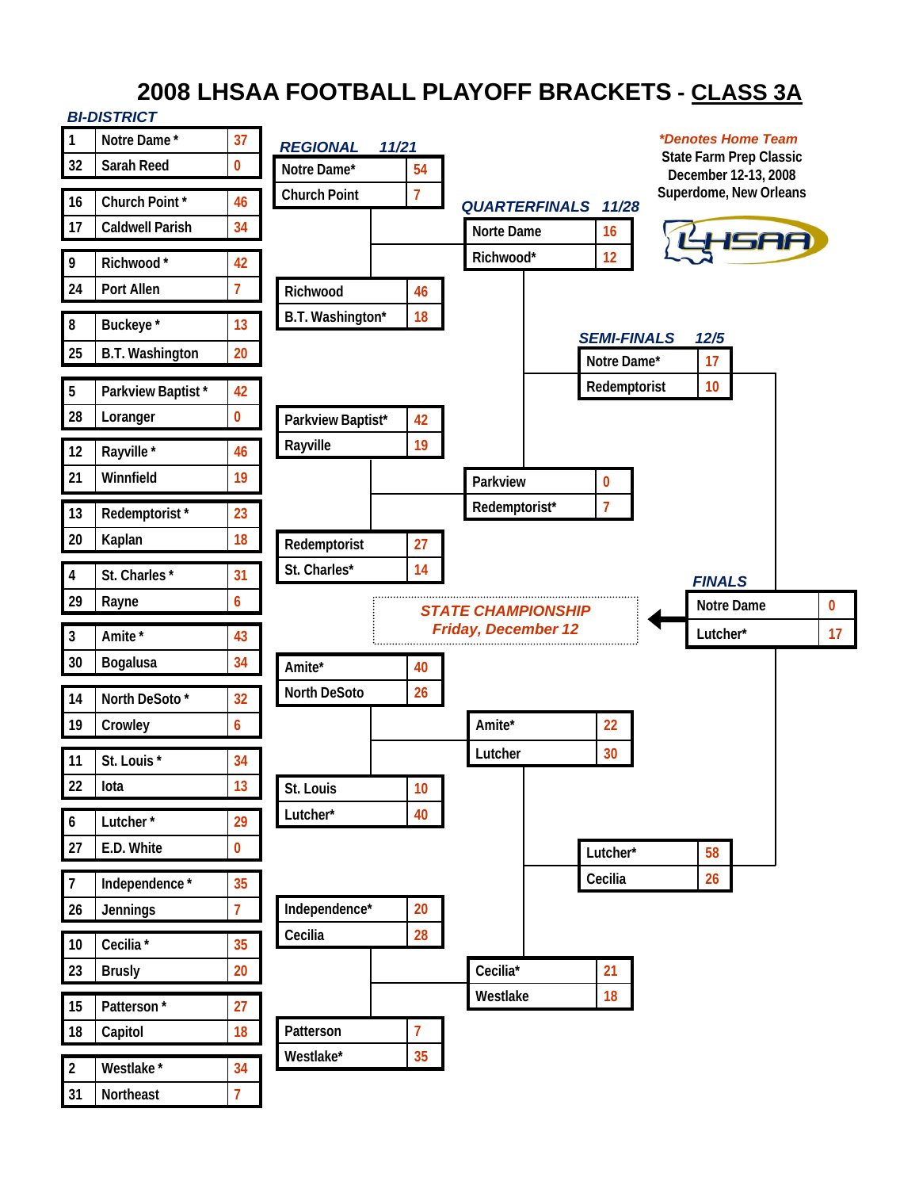# 2008 LHSAA FOOTBALL PLAYOFF BRACKETS - CLASS 3A

*Denotes Home Team

State Farm Prep Classic
December 12-13, 2008
Superdome, New Orleans

## BI-DISTRICT

| Seed | Team | Score |
|---|---|---|
| 1 | Notre Dame * | 37 |
| 32 | Sarah Reed | 0 |
| 16 | Church Point * | 46 |
| 17 | Caldwell Parish | 34 |
| 9 | Richwood * | 42 |
| 24 | Port Allen | 7 |
| 8 | Buckeye * | 13 |
| 25 | B.T. Washington | 20 |
| 5 | Parkview Baptist * | 42 |
| 28 | Loranger | 0 |
| 12 | Rayville * | 46 |
| 21 | Winnfield | 19 |
| 13 | Redemptorist * | 23 |
| 20 | Kaplan | 18 |
| 4 | St. Charles * | 31 |
| 29 | Rayne | 6 |
| 3 | Amite * | 43 |
| 30 | Bogalusa | 34 |
| 14 | North DeSoto * | 32 |
| 19 | Crowley | 6 |
| 11 | St. Louis * | 34 |
| 22 | Iota | 13 |
| 6 | Lutcher * | 29 |
| 27 | E.D. White | 0 |
| 7 | Independence * | 35 |
| 26 | Jennings | 7 |
| 10 | Cecilia * | 35 |
| 23 | Brusly | 20 |
| 15 | Patterson * | 27 |
| 18 | Capitol | 18 |
| 2 | Westlake * | 34 |
| 31 | Northeast | 7 |

## REGIONAL 11/21

| Team | Score |
|---|---|
| Notre Dame* | 54 |
| Church Point | 7 |
| Richwood | 46 |
| B.T. Washington* | 18 |
| Parkview Baptist* | 42 |
| Rayville | 19 |
| Redemptorist | 27 |
| St. Charles* | 14 |
| Amite* | 40 |
| North DeSoto | 26 |
| St. Louis | 10 |
| Lutcher* | 40 |
| Independence* | 20 |
| Cecilia | 28 |
| Patterson | 7 |
| Westlake* | 35 |

## QUARTERFINALS 11/28

| Team | Score |
|---|---|
| Notre Dame | 16 |
| Richwood* | 12 |
| Parkview | 0 |
| Redemptorist* | 7 |
| Amite* | 22 |
| Lutcher | 30 |
| Cecilia* | 21 |
| Westlake | 18 |

## SEMI-FINALS 12/5

| Team | Score |
|---|---|
| Notre Dame* | 17 |
| Redemptorist | 10 |
| Lutcher* | 58 |
| Cecilia | 26 |

## FINALS

STATE CHAMPIONSHIP
Friday, December 12

| Team | Score |
|---|---|
| Notre Dame | 0 |
| Lutcher* | 17 |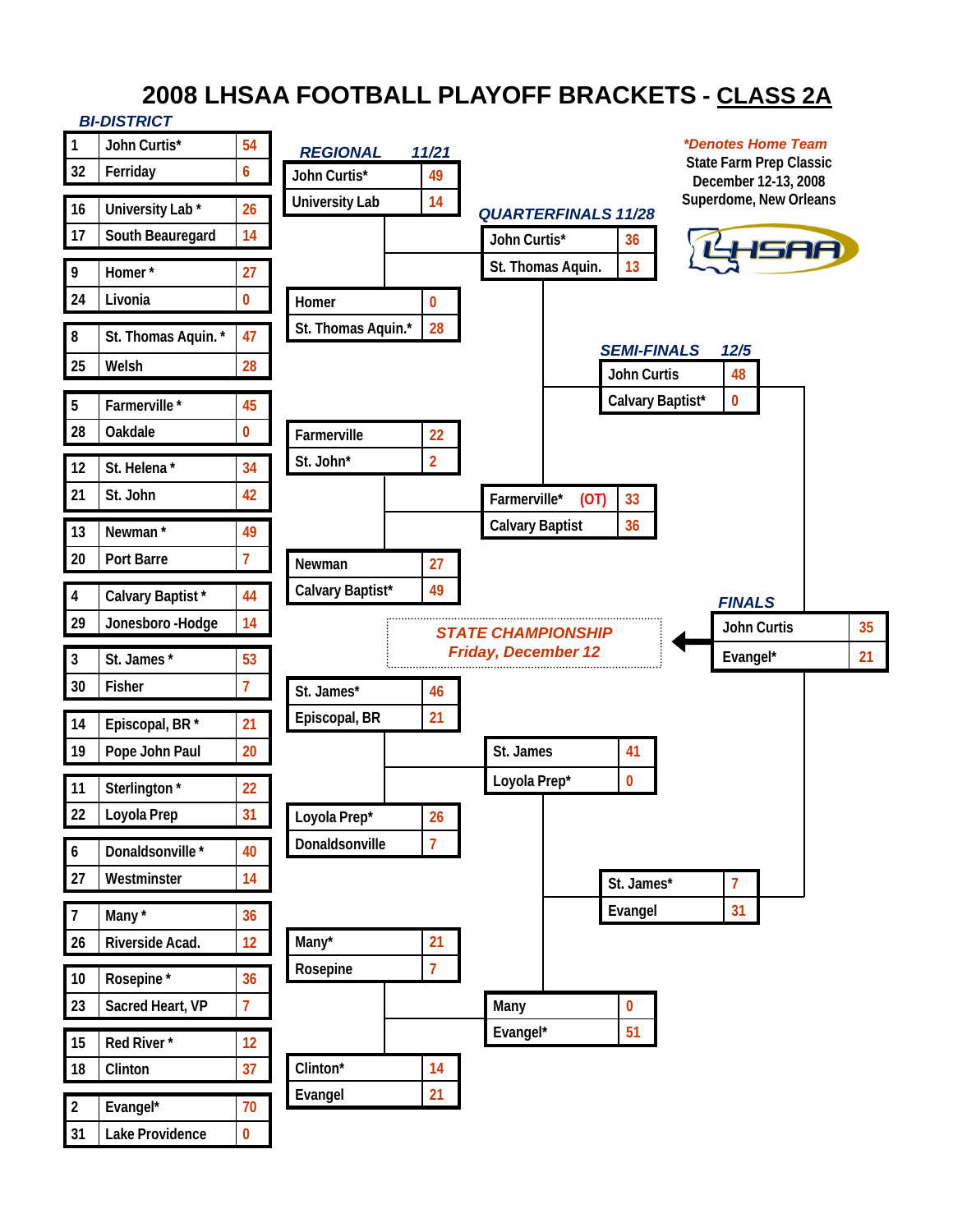# 2008 LHSAA FOOTBALL PLAYOFF BRACKETS - CLASS 2A

*Denotes Home Team

State Farm Prep Classic
December 12-13, 2008
Superdome, New Orleans

## BI-DISTRICT

| Seed | Team | Score |
|---|---|---|
| 1 | John Curtis* | 54 |
| 32 | Ferriday | 6 |
| 16 | University Lab * | 26 |
| 17 | South Beauregard | 14 |
| 9 | Homer * | 27 |
| 24 | Livonia | 0 |
| 8 | St. Thomas Aquin. * | 47 |
| 25 | Welsh | 28 |
| 5 | Farmerville * | 45 |
| 28 | Oakdale | 0 |
| 12 | St. Helena * | 34 |
| 21 | St. John | 42 |
| 13 | Newman * | 49 |
| 20 | Port Barre | 7 |
| 4 | Calvary Baptist * | 44 |
| 29 | Jonesboro -Hodge | 14 |
| 3 | St. James * | 53 |
| 30 | Fisher | 7 |
| 14 | Episcopal, BR * | 21 |
| 19 | Pope John Paul | 20 |
| 11 | Sterlington * | 22 |
| 22 | Loyola Prep | 31 |
| 6 | Donaldsonville * | 40 |
| 27 | Westminster | 14 |
| 7 | Many * | 36 |
| 26 | Riverside Acad. | 12 |
| 10 | Rosepine * | 36 |
| 23 | Sacred Heart, VP | 7 |
| 15 | Red River * | 12 |
| 18 | Clinton | 37 |
| 2 | Evangel* | 70 |
| 31 | Lake Providence | 0 |

## REGIONAL 11/21

| Team | Score |
|---|---|
| John Curtis* | 49 |
| University Lab | 14 |
| Homer | 0 |
| St. Thomas Aquin.* | 28 |
| Farmerville | 22 |
| St. John* | 2 |
| Newman | 27 |
| Calvary Baptist* | 49 |
| St. James* | 46 |
| Episcopal, BR | 21 |
| Loyola Prep* | 26 |
| Donaldsonville | 7 |
| Many* | 21 |
| Rosepine | 7 |
| Clinton* | 14 |
| Evangel | 21 |

## QUARTERFINALS 11/28

| Team | Score |
|---|---|
| John Curtis* | 36 |
| St. Thomas Aquin. | 13 |
| Farmerville* (OT) | 33 |
| Calvary Baptist | 36 |
| St. James | 41 |
| Loyola Prep* | 0 |
| Many | 0 |
| Evangel* | 51 |

## SEMI-FINALS 12/5

| Team | Score |
|---|---|
| John Curtis | 48 |
| Calvary Baptist* | 0 |
| St. James* | 7 |
| Evangel | 31 |

## FINALS

STATE CHAMPIONSHIP
Friday, December 12

| Team | Score |
|---|---|
| John Curtis | 35 |
| Evangel* | 21 |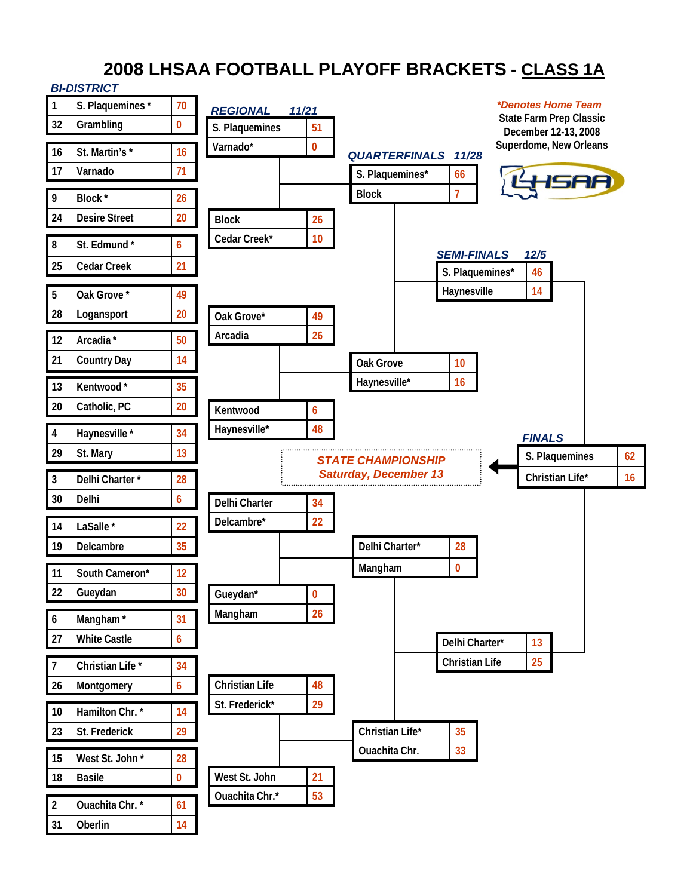# 2008 LHSAA FOOTBALL PLAYOFF BRACKETS - CLASS 1A

*Denotes Home Team

State Farm Prep Classic
December 12-13, 2008
Superdome, New Orleans

## BI-DISTRICT

| Seed | Team | Score |
|---|---|---|
| 1 | S. Plaquemines * | 70 |
| 32 | Grambling | 0 |
| 16 | St. Martin's * | 16 |
| 17 | Varnado | 71 |
| 9 | Block * | 26 |
| 24 | Desire Street | 20 |
| 8 | St. Edmund * | 6 |
| 25 | Cedar Creek | 21 |
| 5 | Oak Grove * | 49 |
| 28 | Logansport | 20 |
| 12 | Arcadia * | 50 |
| 21 | Country Day | 14 |
| 13 | Kentwood * | 35 |
| 20 | Catholic, PC | 20 |
| 4 | Haynesville * | 34 |
| 29 | St. Mary | 13 |
| 3 | Delhi Charter * | 28 |
| 30 | Delhi | 6 |
| 14 | LaSalle * | 22 |
| 19 | Delcambre | 35 |
| 11 | South Cameron* | 12 |
| 22 | Gueydan | 30 |
| 6 | Mangham * | 31 |
| 27 | White Castle | 6 |
| 7 | Christian Life * | 34 |
| 26 | Montgomery | 6 |
| 10 | Hamilton Chr. * | 14 |
| 23 | St. Frederick | 29 |
| 15 | West St. John * | 28 |
| 18 | Basile | 0 |
| 2 | Ouachita Chr. * | 61 |
| 31 | Oberlin | 14 |

## REGIONAL 11/21

| Team | Score |
|---|---|
| S. Plaquemines | 51 |
| Varnado* | 0 |
| Block | 26 |
| Cedar Creek* | 10 |
| Oak Grove* | 49 |
| Arcadia | 26 |
| Kentwood | 6 |
| Haynesville* | 48 |
| Delhi Charter | 34 |
| Delcambre* | 22 |
| Gueydan* | 0 |
| Mangham | 26 |
| Christian Life | 48 |
| St. Frederick* | 29 |
| West St. John | 21 |
| Ouachita Chr.* | 53 |

## QUARTERFINALS 11/28

| Team | Score |
|---|---|
| S. Plaquemines* | 66 |
| Block | 7 |
| Oak Grove | 10 |
| Haynesville* | 16 |
| Delhi Charter* | 28 |
| Mangham | 0 |
| Christian Life* | 35 |
| Ouachita Chr. | 33 |

## SEMI-FINALS 12/5

| Team | Score |
|---|---|
| S. Plaquemines* | 46 |
| Haynesville | 14 |
| Delhi Charter* | 13 |
| Christian Life | 25 |

## FINALS

| Team | Score |
|---|---|
| S. Plaquemines | 62 |
| Christian Life* | 16 |

STATE CHAMPIONSHIP
Saturday, December 13